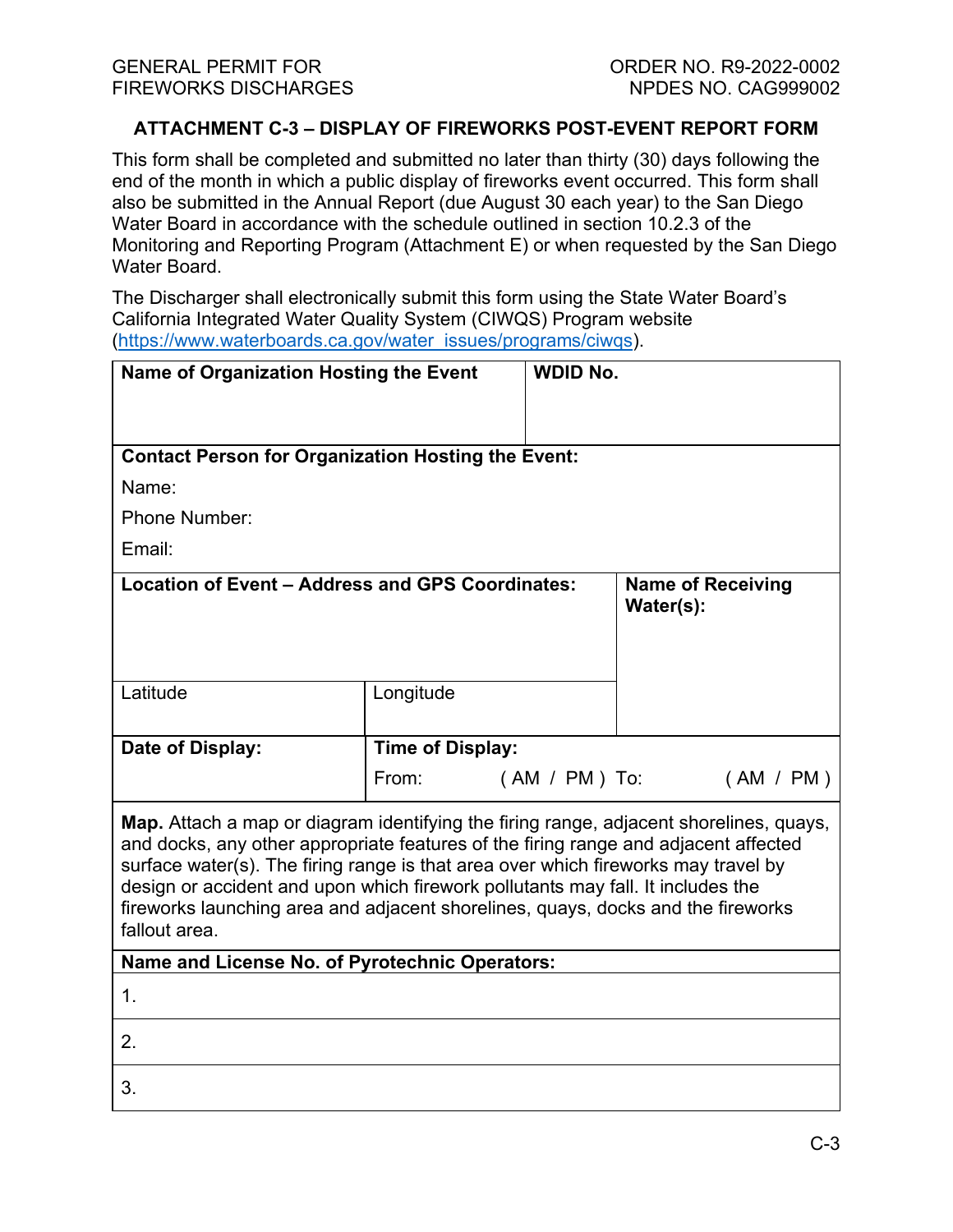## ATTACHMENT C-3 – DISPLAY OF FIREWORKS POST-EVENT REPORT FORM

This form shall be completed and submitted no later than thirty (30) days following the end of the month in which a public display of fireworks event occurred. This form shall also be submitted in the Annual Report (due August 30 each year) to the San Diego Water Board in accordance with the schedule outlined in section 10.2.3 of the Monitoring and Reporting Program (Attachment E) or when requested by the San Diego Water Board.

The Discharger shall electronically submit this form using the State Water Board's California Integrated Water Quality System (CIWQS) Program website (https://www.waterboards.ca.gov/water_issues/programs/ciwqs).

| **Name of Organization Hosting the Event** | | **WDID No.** | |
|---|---|---|---|
| **Contact Person for Organization Hosting the Event:**<br>Name:<br>Phone Number:<br>Email: | | | |
| **Location of Event – Address and GPS Coordinates:** | | | **Name of Receiving Water(s):** |
| Latitude | Longitude | | |
| **Date of Display:** | **Time of Display:**<br>From: ( AM / PM ) To: ( AM / PM ) | | |
| **Map.** Attach a map or diagram identifying the firing range, adjacent shorelines, quays, and docks, any other appropriate features of the firing range and adjacent affected surface water(s). The firing range is that area over which fireworks may travel by design or accident and upon which firework pollutants may fall. It includes the fireworks launching area and adjacent shorelines, quays, docks and the fireworks fallout area. | | | |
| **Name and License No. of Pyrotechnic Operators:** | | | |
| 1. | | | |
| 2. | | | |
| 3. | | | |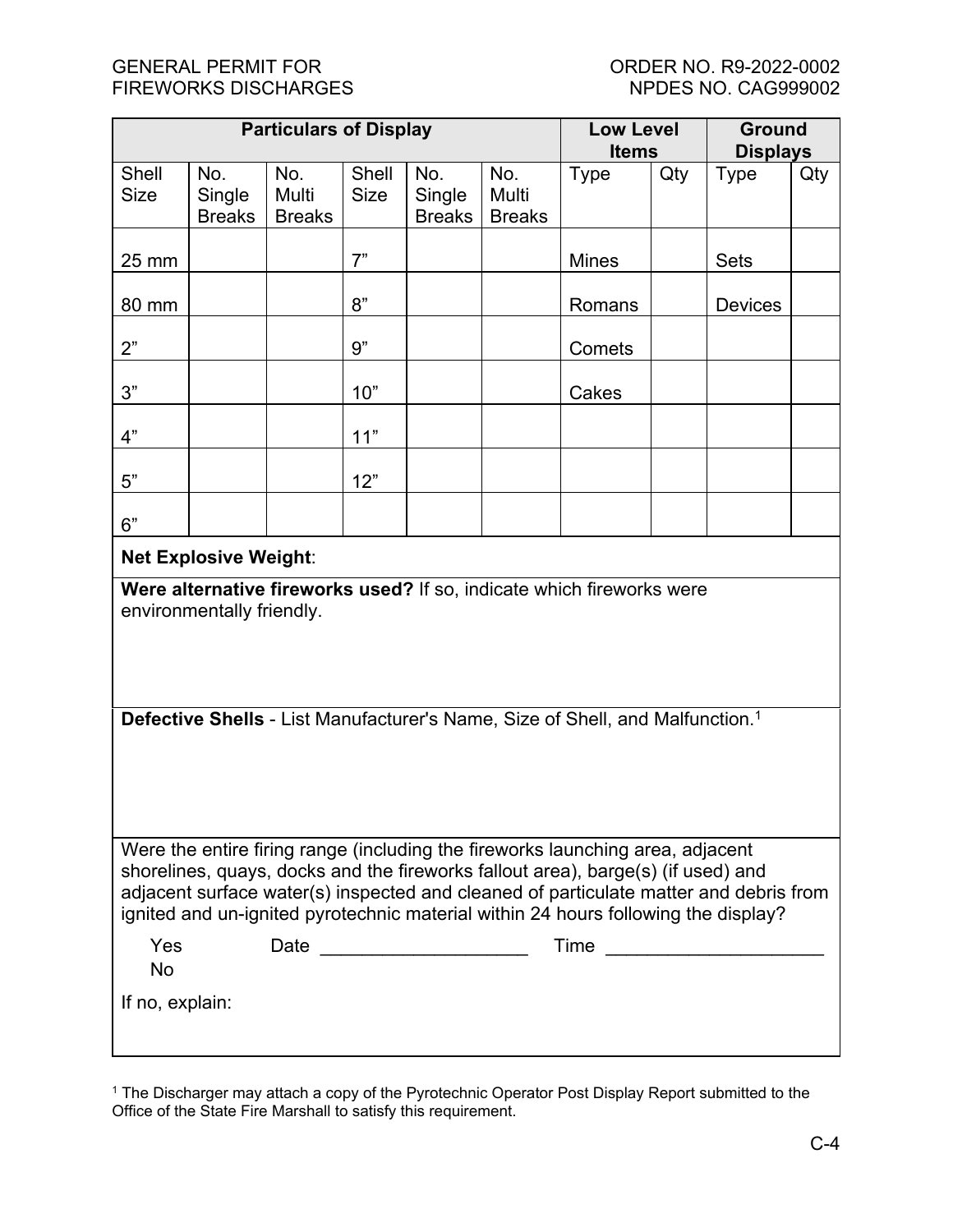| Particulars of Display | | | | | | Low Level Items | | Ground Displays | |
|---|---|---|---|---|---|---|---|---|---|
| Shell Size | No. Single Breaks | No. Multi Breaks | Shell Size | No. Single Breaks | No. Multi Breaks | Type | Qty | Type | Qty |
| 25 mm | | | 7” | | | Mines | | Sets | |
| 80 mm | | | 8” | | | Romans | | Devices | |
| 2” | | | 9” | | | Comets | | | |
| 3” | | | 10” | | | Cakes | | | |
| 4” | | | 11” | | | | | | |
| 5” | | | 12” | | | | | | |
| 6” | | | | | | | | | |

**Net Explosive Weight**:

**Were alternative fireworks used?** If so, indicate which fireworks were environmentally friendly.

**Defective Shells** - List Manufacturer's Name, Size of Shell, and Malfunction.[1]

Were the entire firing range (including the fireworks launching area, adjacent shorelines, quays, docks and the fireworks fallout area), barge(s) (if used) and adjacent surface water(s) inspected and cleaned of particulate matter and debris from ignited and un-ignited pyrotechnic material within 24 hours following the display?

Yes Date ____________________ Time _____________________
No

If no, explain:

[1] The Discharger may attach a copy of the Pyrotechnic Operator Post Display Report submitted to the Office of the State Fire Marshall to satisfy this requirement.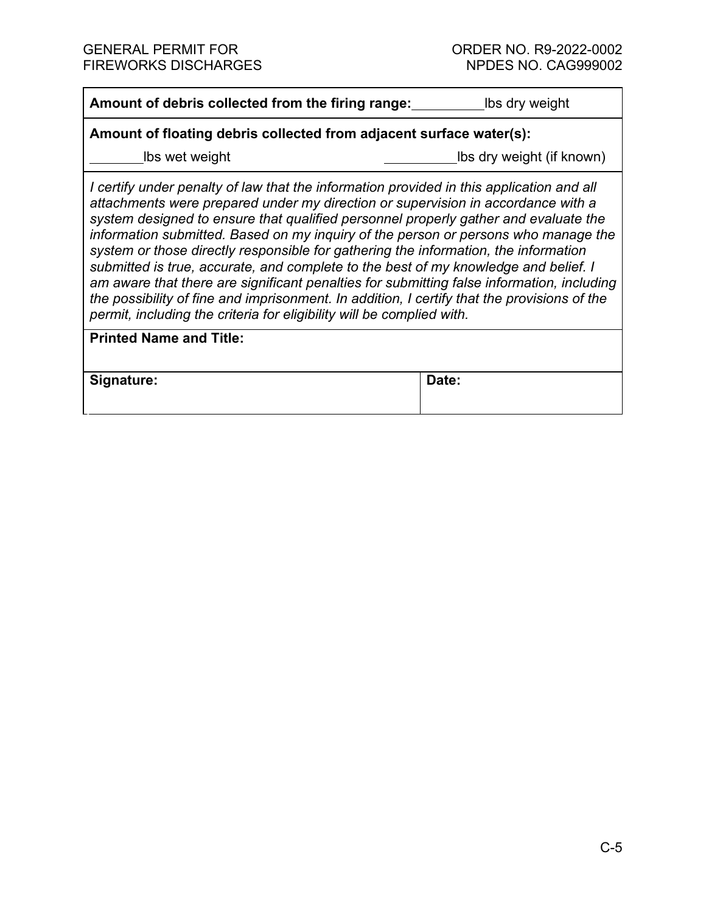**Amount of debris collected from the firing range:** \_\_\_\_\_\_\_\_\_\_ lbs dry weight

**Amount of floating debris collected from adjacent surface water(s):**

\_\_\_\_\_\_\_\_ lbs wet weight \_\_\_\_\_\_\_\_\_\_ lbs dry weight (if known)

*I certify under penalty of law that the information provided in this application and all attachments were prepared under my direction or supervision in accordance with a system designed to ensure that qualified personnel properly gather and evaluate the information submitted. Based on my inquiry of the person or persons who manage the system or those directly responsible for gathering the information, the information submitted is true, accurate, and complete to the best of my knowledge and belief. I am aware that there are significant penalties for submitting false information, including the possibility of fine and imprisonment. In addition, I certify that the provisions of the permit, including the criteria for eligibility will be complied with.*

**Printed Name and Title:**

| | |
|---|---|
| **Signature:** | **Date:** |